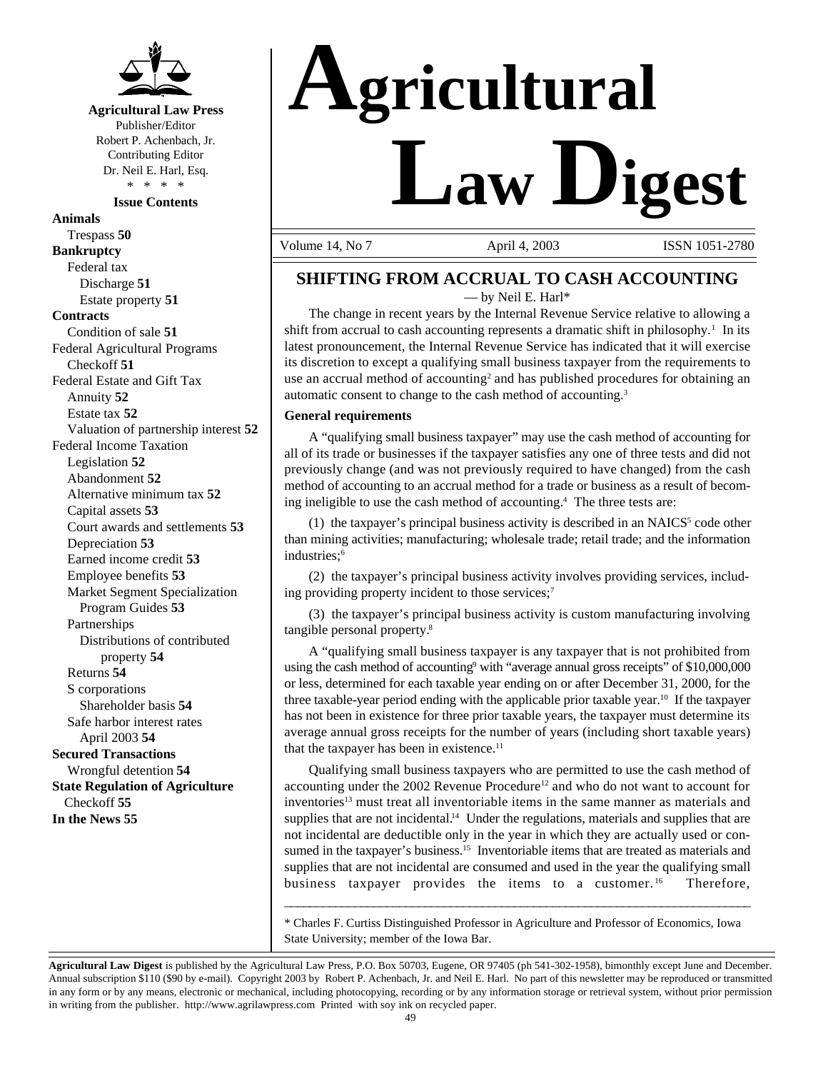**Agricultural Law Press**
Publisher/Editor
Robert P. Achenbach, Jr.
Contributing Editor
Dr. Neil E. Harl, Esq.
\* \* \* \*

**Issue Contents**

**Animals**
- Trespass **50**

**Bankruptcy**
- Federal tax
  - Discharge **51**
  - Estate property **51**

**Contracts**
- Condition of sale **51**

Federal Agricultural Programs
- Checkoff **51**

Federal Estate and Gift Tax
- Annuity **52**
- Estate tax **52**
- Valuation of partnership interest **52**

Federal Income Taxation
- Legislation **52**
- Abandonment **52**
- Alternative minimum tax **52**
- Capital assets **53**
- Court awards and settlements **53**
- Depreciation **53**
- Earned income credit **53**
- Employee benefits **53**
- Market Segment Specialization Program Guides **53**
- Partnerships
  - Distributions of contributed property **54**
- Returns **54**
- S corporations
  - Shareholder basis **54**
- Safe harbor interest rates
  - April 2003 **54**

**Secured Transactions**
- Wrongful detention **54**

**State Regulation of Agriculture**
- Checkoff **55**

**In the News 55**

# Agricultural Law Digest

Volume 14, No 7 — April 4, 2003 — ISSN 1051-2780

## SHIFTING FROM ACCRUAL TO CASH ACCOUNTING

— by Neil E. Harl*

The change in recent years by the Internal Revenue Service relative to allowing a shift from accrual to cash accounting represents a dramatic shift in philosophy.[1] In its latest pronouncement, the Internal Revenue Service has indicated that it will exercise its discretion to except a qualifying small business taxpayer from the requirements to use an accrual method of accounting[2] and has published procedures for obtaining an automatic consent to change to the cash method of accounting.[3]

### General requirements

A "qualifying small business taxpayer" may use the cash method of accounting for all of its trade or businesses if the taxpayer satisfies any one of three tests and did not previously change (and was not previously required to have changed) from the cash method of accounting to an accrual method for a trade or business as a result of becoming ineligible to use the cash method of accounting.[4] The three tests are:

(1) the taxpayer's principal business activity is described in an NAICS[5] code other than mining activities; manufacturing; wholesale trade; retail trade; and the information industries;[6]

(2) the taxpayer's principal business activity involves providing services, including providing property incident to those services;[7]

(3) the taxpayer's principal business activity is custom manufacturing involving tangible personal property.[8]

A "qualifying small business taxpayer is any taxpayer that is not prohibited from using the cash method of accounting[9] with "average annual gross receipts" of $10,000,000 or less, determined for each taxable year ending on or after December 31, 2000, for the three taxable-year period ending with the applicable prior taxable year.[10] If the taxpayer has not been in existence for three prior taxable years, the taxpayer must determine its average annual gross receipts for the number of years (including short taxable years) that the taxpayer has been in existence.[11]

Qualifying small business taxpayers who are permitted to use the cash method of accounting under the 2002 Revenue Procedure[12] and who do not want to account for inventories[13] must treat all inventoriable items in the same manner as materials and supplies that are not incidental.[14] Under the regulations, materials and supplies that are not incidental are deductible only in the year in which they are actually used or consumed in the taxpayer's business.[15] Inventoriable items that are treated as materials and supplies that are not incidental are consumed and used in the year the qualifying small business taxpayer provides the items to a customer.[16] Therefore,

---

\* Charles F. Curtiss Distinguished Professor in Agriculture and Professor of Economics, Iowa State University; member of the Iowa Bar.

---

**Agricultural Law Digest** is published by the Agricultural Law Press, P.O. Box 50703, Eugene, OR 97405 (ph 541-302-1958), bimonthly except June and December. Annual subscription $110 ($90 by e-mail). Copyright 2003 by Robert P. Achenbach, Jr. and Neil E. Harl. No part of this newsletter may be reproduced or transmitted in any form or by any means, electronic or mechanical, including photocopying, recording or by any information storage or retrieval system, without prior permission in writing from the publisher. http://www.agrilawpress.com Printed with soy ink on recycled paper.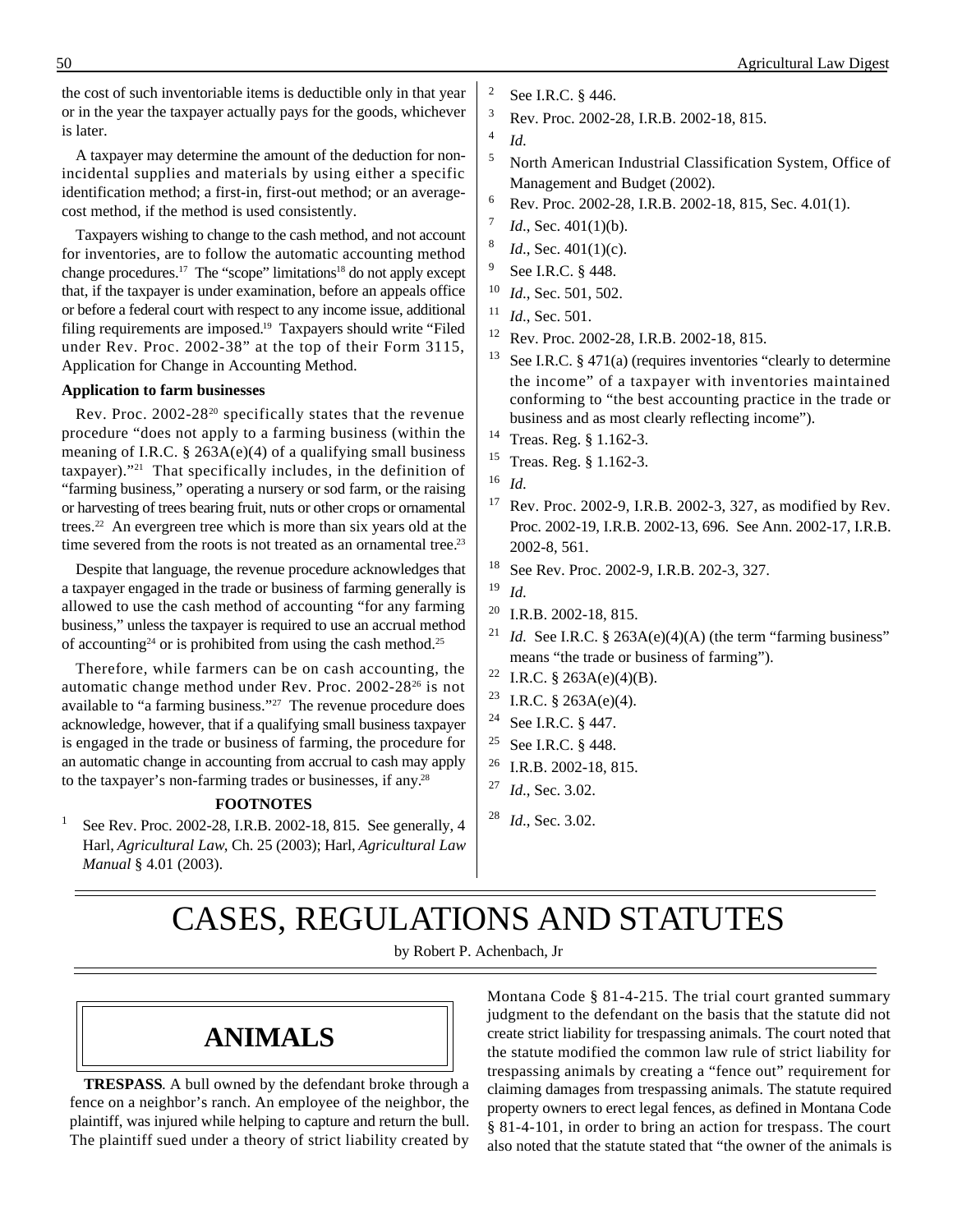the cost of such inventoriable items is deductible only in that year or in the year the taxpayer actually pays for the goods, whichever is later.

A taxpayer may determine the amount of the deduction for non-incidental supplies and materials by using either a specific identification method; a first-in, first-out method; or an average-cost method, if the method is used consistently.

Taxpayers wishing to change to the cash method, and not account for inventories, are to follow the automatic accounting method change procedures.[17] The "scope" limitations[18] do not apply except that, if the taxpayer is under examination, before an appeals office or before a federal court with respect to any income issue, additional filing requirements are imposed.[19] Taxpayers should write "Filed under Rev. Proc. 2002-38" at the top of their Form 3115, Application for Change in Accounting Method.

**Application to farm businesses**

Rev. Proc. 2002-28[20] specifically states that the revenue procedure "does not apply to a farming business (within the meaning of I.R.C. § 263A(e)(4) of a qualifying small business taxpayer)."[21] That specifically includes, in the definition of "farming business," operating a nursery or sod farm, or the raising or harvesting of trees bearing fruit, nuts or other crops or ornamental trees.[22] An evergreen tree which is more than six years old at the time severed from the roots is not treated as an ornamental tree.[23]

Despite that language, the revenue procedure acknowledges that a taxpayer engaged in the trade or business of farming generally is allowed to use the cash method of accounting "for any farming business," unless the taxpayer is required to use an accrual method of accounting[24] or is prohibited from using the cash method.[25]

Therefore, while farmers can be on cash accounting, the automatic change method under Rev. Proc. 2002-28[26] is not available to "a farming business."[27] The revenue procedure does acknowledge, however, that if a qualifying small business taxpayer is engaged in the trade or business of farming, the procedure for an automatic change in accounting from accrual to cash may apply to the taxpayer's non-farming trades or businesses, if any.[28]

**FOOTNOTES**

1. See Rev. Proc. 2002-28, I.R.B. 2002-18, 815. See generally, 4 Harl, *Agricultural Law*, Ch. 25 (2003); Harl, *Agricultural Law Manual* § 4.01 (2003).
2. See I.R.C. § 446.
3. Rev. Proc. 2002-28, I.R.B. 2002-18, 815.
4. *Id.*
5. North American Industrial Classification System, Office of Management and Budget (2002).
6. Rev. Proc. 2002-28, I.R.B. 2002-18, 815, Sec. 4.01(1).
7. *Id.*, Sec. 401(1)(b).
8. *Id.*, Sec. 401(1)(c).
9. See I.R.C. § 448.
10. *Id.*, Sec. 501, 502.
11. *Id.*, Sec. 501.
12. Rev. Proc. 2002-28, I.R.B. 2002-18, 815.
13. See I.R.C. § 471(a) (requires inventories "clearly to determine the income" of a taxpayer with inventories maintained conforming to "the best accounting practice in the trade or business and as most clearly reflecting income").
14. Treas. Reg. § 1.162-3.
15. Treas. Reg. § 1.162-3.
16. *Id.*
17. Rev. Proc. 2002-9, I.R.B. 2002-3, 327, as modified by Rev. Proc. 2002-19, I.R.B. 2002-13, 696. See Ann. 2002-17, I.R.B. 2002-8, 561.
18. See Rev. Proc. 2002-9, I.R.B. 202-3, 327.
19. *Id.*
20. I.R.B. 2002-18, 815.
21. *Id.* See I.R.C. § 263A(e)(4)(A) (the term "farming business" means "the trade or business of farming").
22. I.R.C. § 263A(e)(4)(B).
23. I.R.C. § 263A(e)(4).
24. See I.R.C. § 447.
25. See I.R.C. § 448.
26. I.R.B. 2002-18, 815.
27. *Id.*, Sec. 3.02.
28. *Id.*, Sec. 3.02.

# CASES, REGULATIONS AND STATUTES

by Robert P. Achenbach, Jr

## ANIMALS

**TRESPASS**. A bull owned by the defendant broke through a fence on a neighbor's ranch. An employee of the neighbor, the plaintiff, was injured while helping to capture and return the bull. The plaintiff sued under a theory of strict liability created by Montana Code § 81-4-215. The trial court granted summary judgment to the defendant on the basis that the statute did not create strict liability for trespassing animals. The court noted that the statute modified the common law rule of strict liability for trespassing animals by creating a "fence out" requirement for claiming damages from trespassing animals. The statute required property owners to erect legal fences, as defined in Montana Code § 81-4-101, in order to bring an action for trespass. The court also noted that the statute stated that "the owner of the animals is